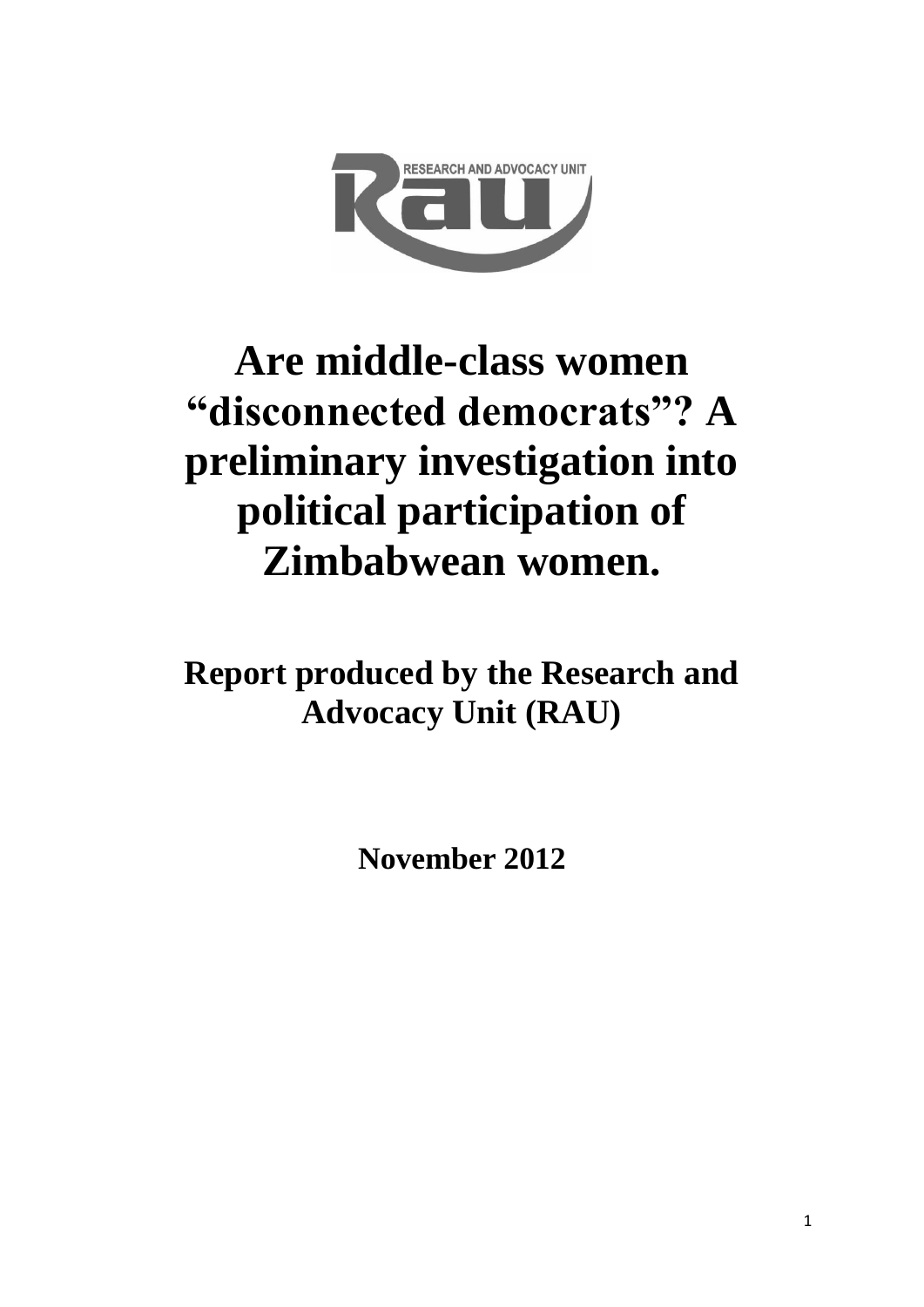RESEARCH AND ADVOCACY UNIT

# Are middle-class women "disconnected democrats"? A preliminary investigation into political participation of Zimbabwean women.

## Report produced by the Research and Advocacy Unit (RAU)

**November 2012**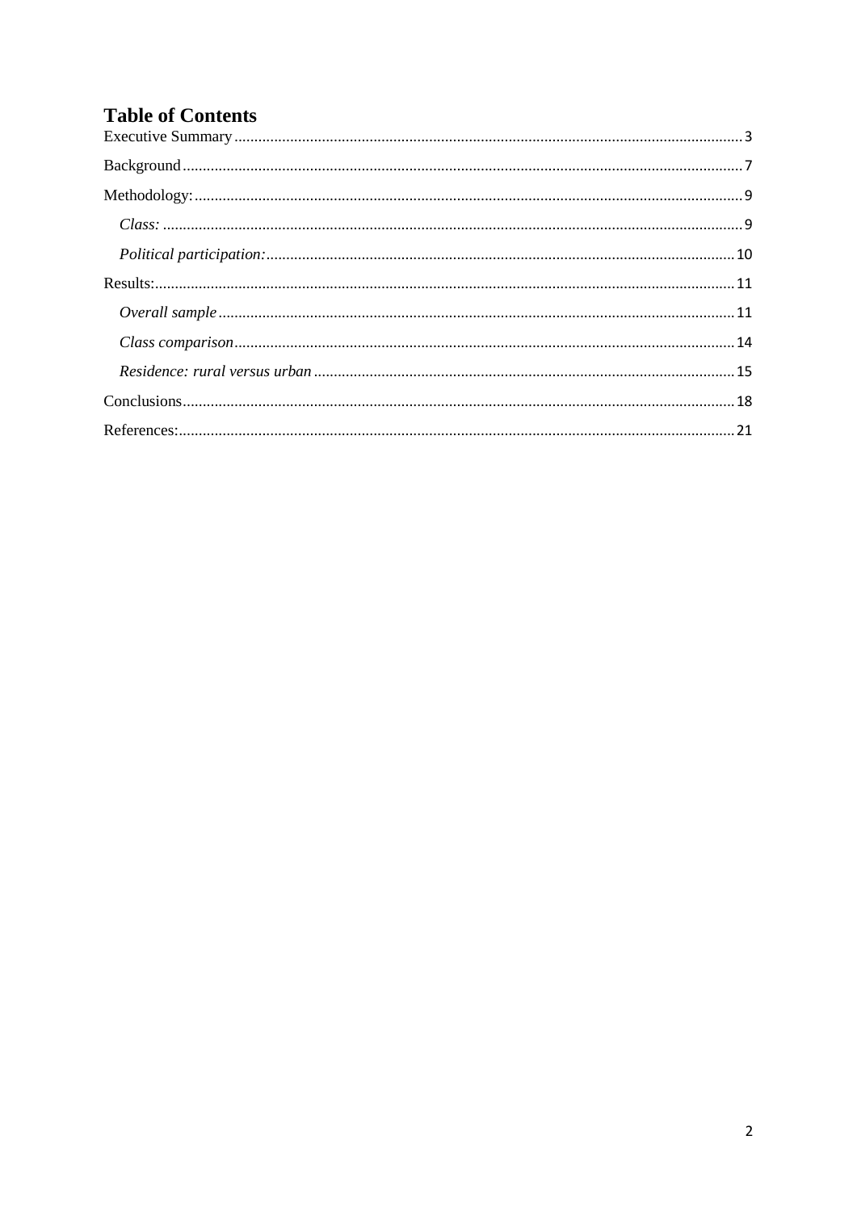# Table of Contents

Executive Summary .......... 3

Background .......... 7

Methodology: .......... 9

*Class:* .......... 9

*Political participation:* .......... 10

Results: .......... 11

*Overall sample* .......... 11

*Class comparison* .......... 14

*Residence: rural versus urban* .......... 15

Conclusions .......... 18

References: .......... 21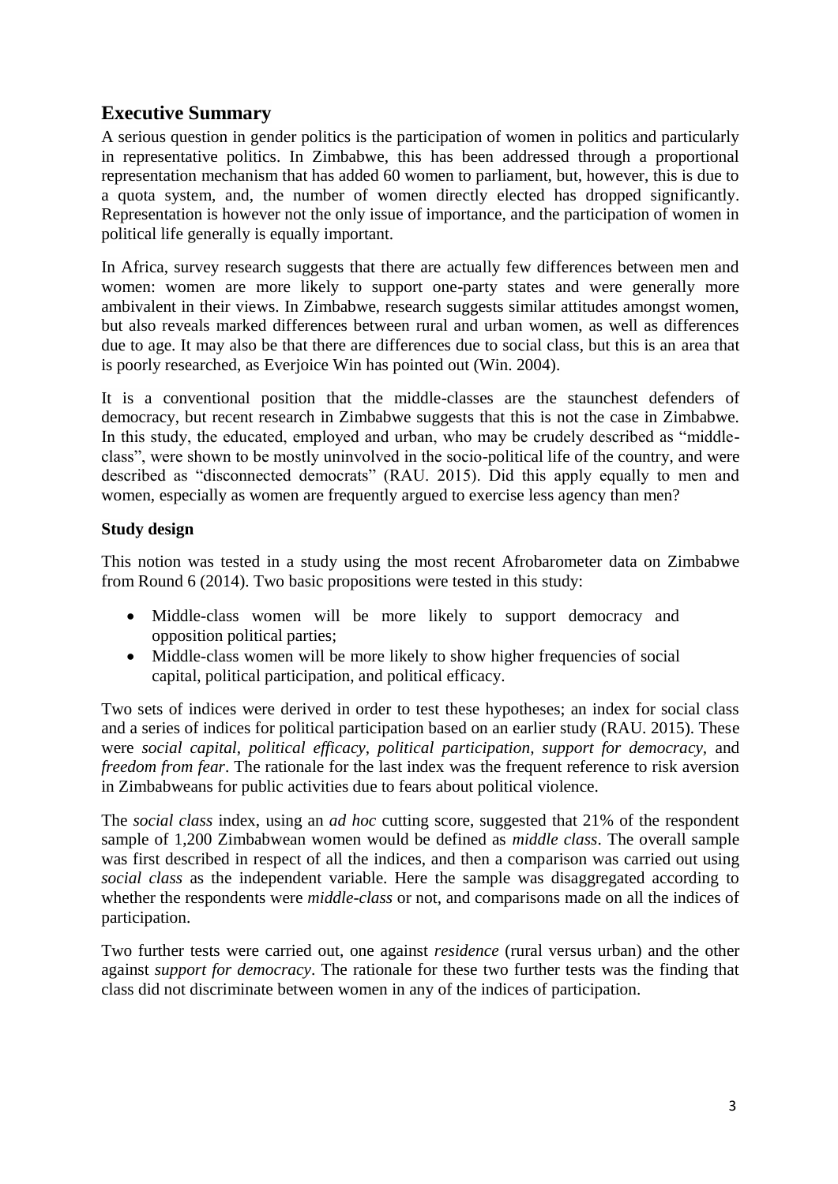## Executive Summary

A serious question in gender politics is the participation of women in politics and particularly in representative politics. In Zimbabwe, this has been addressed through a proportional representation mechanism that has added 60 women to parliament, but, however, this is due to a quota system, and, the number of women directly elected has dropped significantly. Representation is however not the only issue of importance, and the participation of women in political life generally is equally important.

In Africa, survey research suggests that there are actually few differences between men and women: women are more likely to support one-party states and were generally more ambivalent in their views. In Zimbabwe, research suggests similar attitudes amongst women, but also reveals marked differences between rural and urban women, as well as differences due to age. It may also be that there are differences due to social class, but this is an area that is poorly researched, as Everjoice Win has pointed out (Win. 2004).

It is a conventional position that the middle-classes are the staunchest defenders of democracy, but recent research in Zimbabwe suggests that this is not the case in Zimbabwe. In this study, the educated, employed and urban, who may be crudely described as "middle-class", were shown to be mostly uninvolved in the socio-political life of the country, and were described as "disconnected democrats" (RAU. 2015). Did this apply equally to men and women, especially as women are frequently argued to exercise less agency than men?

### Study design

This notion was tested in a study using the most recent Afrobarometer data on Zimbabwe from Round 6 (2014). Two basic propositions were tested in this study:

- Middle-class women will be more likely to support democracy and opposition political parties;
- Middle-class women will be more likely to show higher frequencies of social capital, political participation, and political efficacy.

Two sets of indices were derived in order to test these hypotheses; an index for social class and a series of indices for political participation based on an earlier study (RAU. 2015). These were *social capital*, *political efficacy*, *political participation*, *support for democracy*, and *freedom from fear*. The rationale for the last index was the frequent reference to risk aversion in Zimbabweans for public activities due to fears about political violence.

The *social class* index, using an *ad hoc* cutting score, suggested that 21% of the respondent sample of 1,200 Zimbabwean women would be defined as *middle class*. The overall sample was first described in respect of all the indices, and then a comparison was carried out using *social class* as the independent variable. Here the sample was disaggregated according to whether the respondents were *middle-class* or not, and comparisons made on all the indices of participation.

Two further tests were carried out, one against *residence* (rural versus urban) and the other against *support for democracy*. The rationale for these two further tests was the finding that class did not discriminate between women in any of the indices of participation.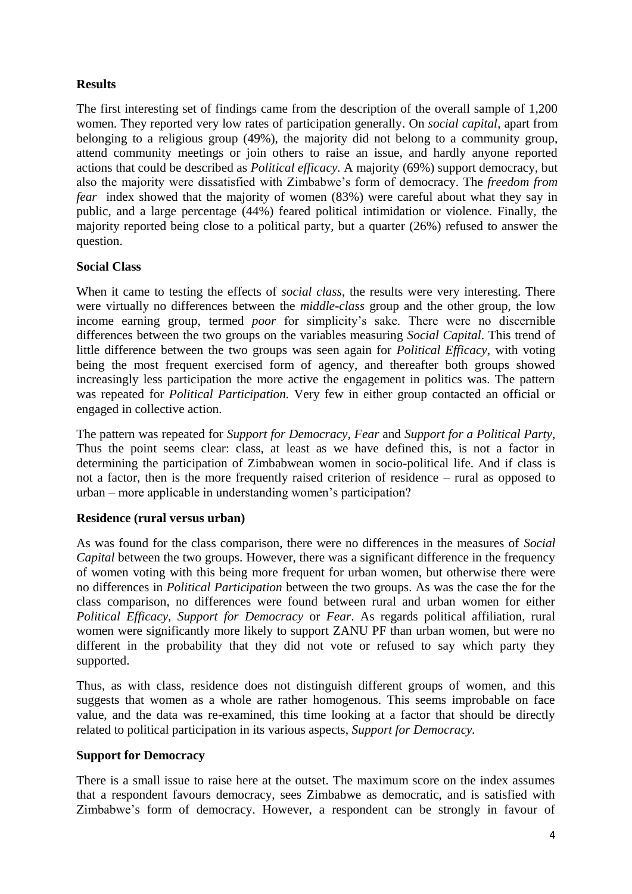## Results

The first interesting set of findings came from the description of the overall sample of 1,200 women. They reported very low rates of participation generally. On *social capital*, apart from belonging to a religious group (49%), the majority did not belong to a community group, attend community meetings or join others to raise an issue, and hardly anyone reported actions that could be described as *Political efficacy*. A majority (69%) support democracy, but also the majority were dissatisfied with Zimbabwe's form of democracy. The *freedom from fear* index showed that the majority of women (83%) were careful about what they say in public, and a large percentage (44%) feared political intimidation or violence. Finally, the majority reported being close to a political party, but a quarter (26%) refused to answer the question.

## Social Class

When it came to testing the effects of *social class*, the results were very interesting. There were virtually no differences between the *middle-class* group and the other group, the low income earning group, termed *poor* for simplicity's sake. There were no discernible differences between the two groups on the variables measuring *Social Capital*. This trend of little difference between the two groups was seen again for *Political Efficacy*, with voting being the most frequent exercised form of agency, and thereafter both groups showed increasingly less participation the more active the engagement in politics was. The pattern was repeated for *Political Participation.* Very few in either group contacted an official or engaged in collective action.

The pattern was repeated for *Support for Democracy*, *Fear* and *Support for a Political Party*, Thus the point seems clear: class, at least as we have defined this, is not a factor in determining the participation of Zimbabwean women in socio-political life. And if class is not a factor, then is the more frequently raised criterion of residence – rural as opposed to urban – more applicable in understanding women's participation?

## Residence (rural versus urban)

As was found for the class comparison, there were no differences in the measures of *Social Capital* between the two groups. However, there was a significant difference in the frequency of women voting with this being more frequent for urban women, but otherwise there were no differences in *Political Participation* between the two groups. As was the case the for the class comparison, no differences were found between rural and urban women for either *Political Efficacy*, *Support for Democracy* or *Fear*. As regards political affiliation, rural women were significantly more likely to support ZANU PF than urban women, but were no different in the probability that they did not vote or refused to say which party they supported.

Thus, as with class, residence does not distinguish different groups of women, and this suggests that women as a whole are rather homogenous. This seems improbable on face value, and the data was re-examined, this time looking at a factor that should be directly related to political participation in its various aspects, *Support for Democracy*.

## Support for Democracy

There is a small issue to raise here at the outset. The maximum score on the index assumes that a respondent favours democracy, sees Zimbabwe as democratic, and is satisfied with Zimbabwe's form of democracy. However, a respondent can be strongly in favour of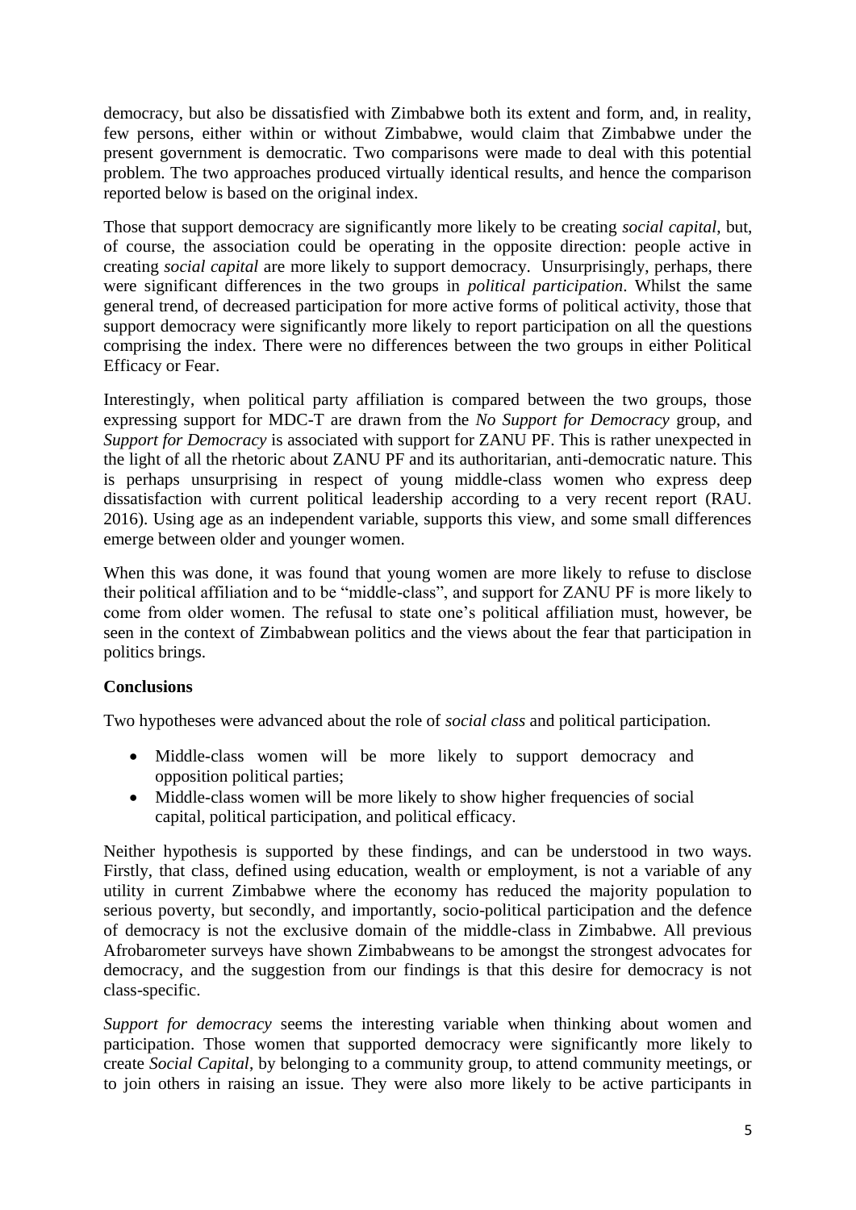democracy, but also be dissatisfied with Zimbabwe both its extent and form, and, in reality, few persons, either within or without Zimbabwe, would claim that Zimbabwe under the present government is democratic. Two comparisons were made to deal with this potential problem. The two approaches produced virtually identical results, and hence the comparison reported below is based on the original index.

Those that support democracy are significantly more likely to be creating *social capital*, but, of course, the association could be operating in the opposite direction: people active in creating *social capital* are more likely to support democracy. Unsurprisingly, perhaps, there were significant differences in the two groups in *political participation*. Whilst the same general trend, of decreased participation for more active forms of political activity, those that support democracy were significantly more likely to report participation on all the questions comprising the index. There were no differences between the two groups in either Political Efficacy or Fear.

Interestingly, when political party affiliation is compared between the two groups, those expressing support for MDC-T are drawn from the *No Support for Democracy* group, and *Support for Democracy* is associated with support for ZANU PF. This is rather unexpected in the light of all the rhetoric about ZANU PF and its authoritarian, anti-democratic nature. This is perhaps unsurprising in respect of young middle-class women who express deep dissatisfaction with current political leadership according to a very recent report (RAU. 2016). Using age as an independent variable, supports this view, and some small differences emerge between older and younger women.

When this was done, it was found that young women are more likely to refuse to disclose their political affiliation and to be "middle-class", and support for ZANU PF is more likely to come from older women. The refusal to state one's political affiliation must, however, be seen in the context of Zimbabwean politics and the views about the fear that participation in politics brings.

**Conclusions**

Two hypotheses were advanced about the role of *social class* and political participation.

- Middle-class women will be more likely to support democracy and opposition political parties;
- Middle-class women will be more likely to show higher frequencies of social capital, political participation, and political efficacy.

Neither hypothesis is supported by these findings, and can be understood in two ways. Firstly, that class, defined using education, wealth or employment, is not a variable of any utility in current Zimbabwe where the economy has reduced the majority population to serious poverty, but secondly, and importantly, socio-political participation and the defence of democracy is not the exclusive domain of the middle-class in Zimbabwe. All previous Afrobarometer surveys have shown Zimbabweans to be amongst the strongest advocates for democracy, and the suggestion from our findings is that this desire for democracy is not class-specific.

*Support for democracy* seems the interesting variable when thinking about women and participation. Those women that supported democracy were significantly more likely to create *Social Capital*, by belonging to a community group, to attend community meetings, or to join others in raising an issue. They were also more likely to be active participants in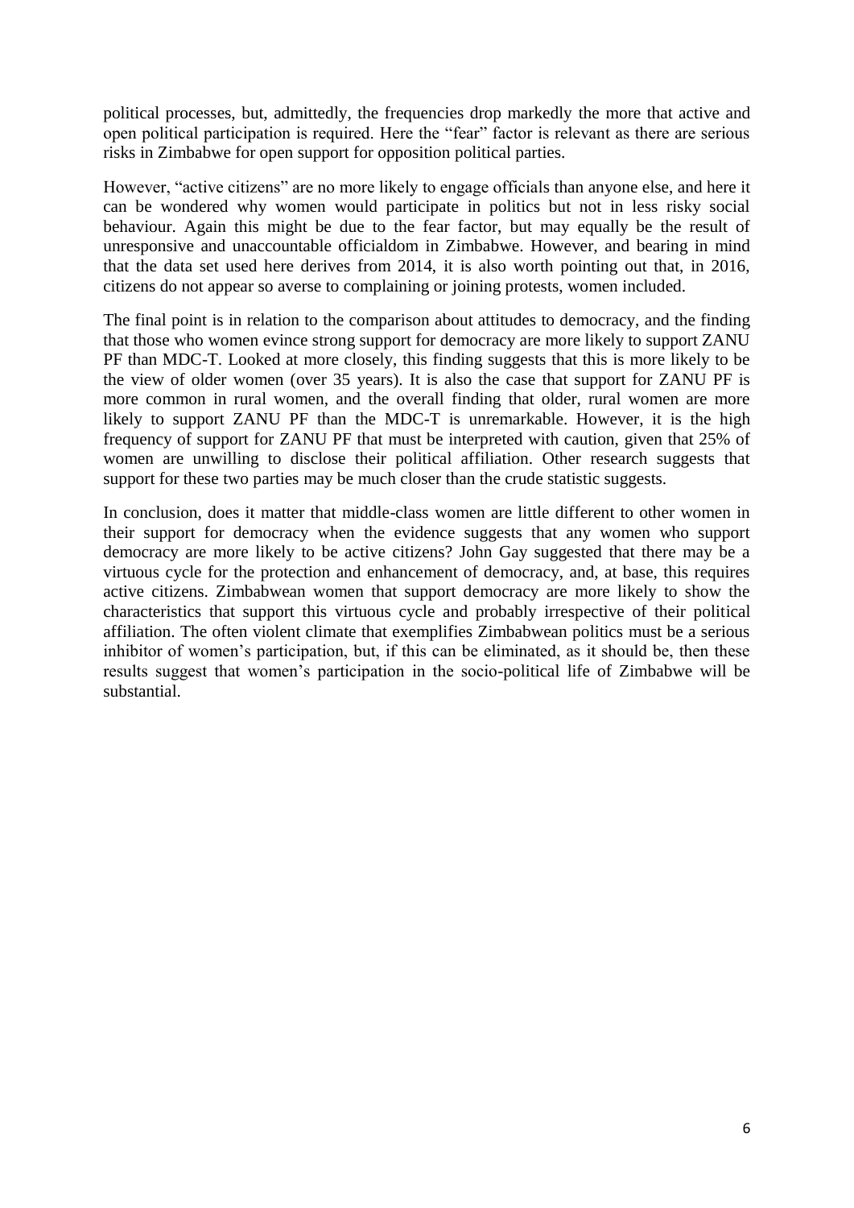political processes, but, admittedly, the frequencies drop markedly the more that active and open political participation is required. Here the "fear" factor is relevant as there are serious risks in Zimbabwe for open support for opposition political parties.

However, "active citizens" are no more likely to engage officials than anyone else, and here it can be wondered why women would participate in politics but not in less risky social behaviour. Again this might be due to the fear factor, but may equally be the result of unresponsive and unaccountable officialdom in Zimbabwe. However, and bearing in mind that the data set used here derives from 2014, it is also worth pointing out that, in 2016, citizens do not appear so averse to complaining or joining protests, women included.

The final point is in relation to the comparison about attitudes to democracy, and the finding that those who women evince strong support for democracy are more likely to support ZANU PF than MDC-T. Looked at more closely, this finding suggests that this is more likely to be the view of older women (over 35 years). It is also the case that support for ZANU PF is more common in rural women, and the overall finding that older, rural women are more likely to support ZANU PF than the MDC-T is unremarkable. However, it is the high frequency of support for ZANU PF that must be interpreted with caution, given that 25% of women are unwilling to disclose their political affiliation. Other research suggests that support for these two parties may be much closer than the crude statistic suggests.

In conclusion, does it matter that middle-class women are little different to other women in their support for democracy when the evidence suggests that any women who support democracy are more likely to be active citizens? John Gay suggested that there may be a virtuous cycle for the protection and enhancement of democracy, and, at base, this requires active citizens. Zimbabwean women that support democracy are more likely to show the characteristics that support this virtuous cycle and probably irrespective of their political affiliation. The often violent climate that exemplifies Zimbabwean politics must be a serious inhibitor of women's participation, but, if this can be eliminated, as it should be, then these results suggest that women's participation in the socio-political life of Zimbabwe will be substantial.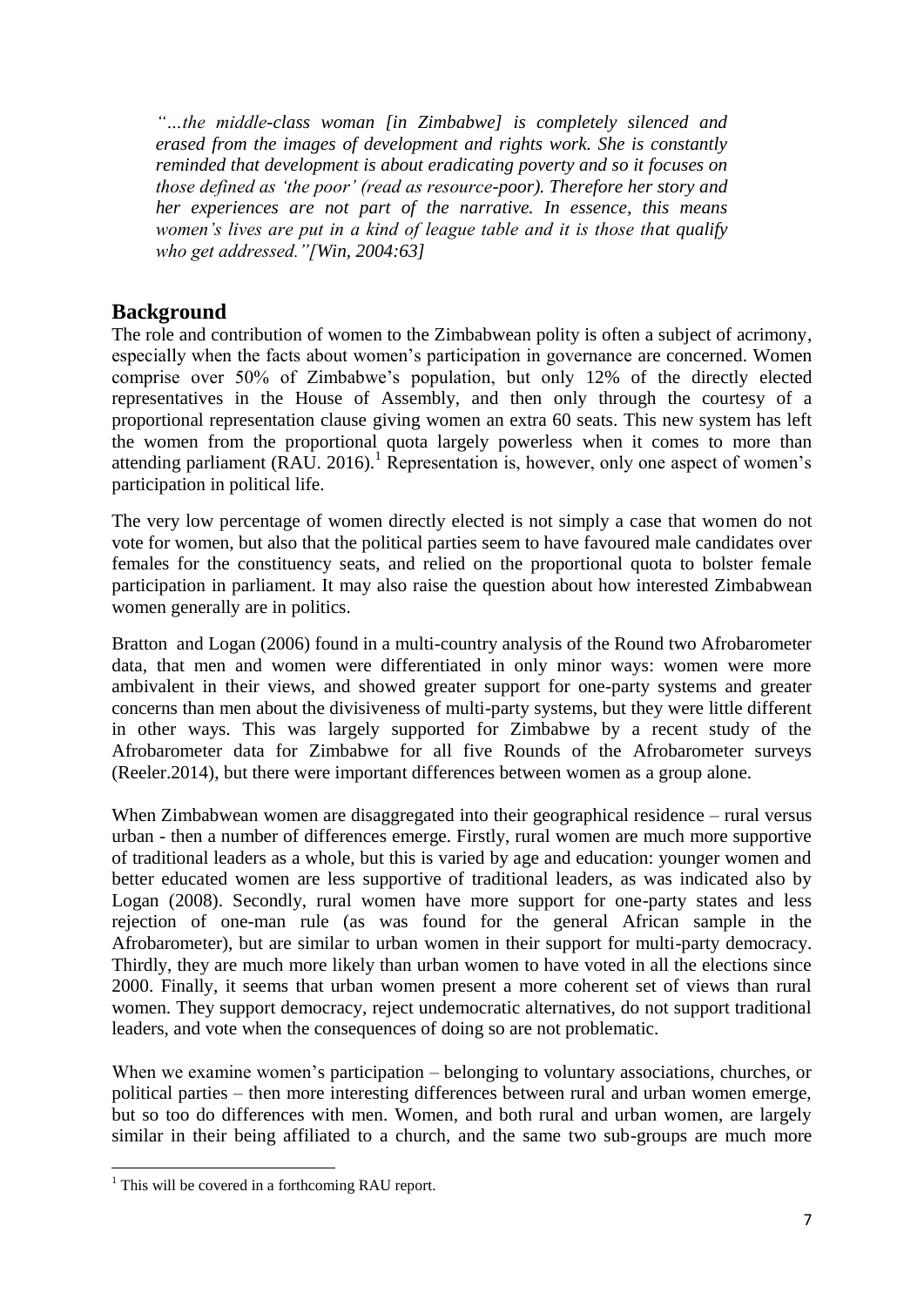*"…the middle-class woman [in Zimbabwe] is completely silenced and erased from the images of development and rights work. She is constantly reminded that development is about eradicating poverty and so it focuses on those defined as 'the poor' (read as resource-poor). Therefore her story and her experiences are not part of the narrative. In essence, this means women's lives are put in a kind of league table and it is those that qualify who get addressed."[Win, 2004:63]*

## Background

The role and contribution of women to the Zimbabwean polity is often a subject of acrimony, especially when the facts about women's participation in governance are concerned. Women comprise over 50% of Zimbabwe's population, but only 12% of the directly elected representatives in the House of Assembly, and then only through the courtesy of a proportional representation clause giving women an extra 60 seats. This new system has left the women from the proportional quota largely powerless when it comes to more than attending parliament (RAU. 2016).[1] Representation is, however, only one aspect of women's participation in political life.

The very low percentage of women directly elected is not simply a case that women do not vote for women, but also that the political parties seem to have favoured male candidates over females for the constituency seats, and relied on the proportional quota to bolster female participation in parliament. It may also raise the question about how interested Zimbabwean women generally are in politics.

Bratton and Logan (2006) found in a multi-country analysis of the Round two Afrobarometer data, that men and women were differentiated in only minor ways: women were more ambivalent in their views, and showed greater support for one-party systems and greater concerns than men about the divisiveness of multi-party systems, but they were little different in other ways. This was largely supported for Zimbabwe by a recent study of the Afrobarometer data for Zimbabwe for all five Rounds of the Afrobarometer surveys (Reeler.2014), but there were important differences between women as a group alone.

When Zimbabwean women are disaggregated into their geographical residence – rural versus urban - then a number of differences emerge. Firstly, rural women are much more supportive of traditional leaders as a whole, but this is varied by age and education: younger women and better educated women are less supportive of traditional leaders, as was indicated also by Logan (2008). Secondly, rural women have more support for one-party states and less rejection of one-man rule (as was found for the general African sample in the Afrobarometer), but are similar to urban women in their support for multi-party democracy. Thirdly, they are much more likely than urban women to have voted in all the elections since 2000. Finally, it seems that urban women present a more coherent set of views than rural women. They support democracy, reject undemocratic alternatives, do not support traditional leaders, and vote when the consequences of doing so are not problematic.

When we examine women's participation – belonging to voluntary associations, churches, or political parties – then more interesting differences between rural and urban women emerge, but so too do differences with men. Women, and both rural and urban women, are largely similar in their being affiliated to a church, and the same two sub-groups are much more

[1] This will be covered in a forthcoming RAU report.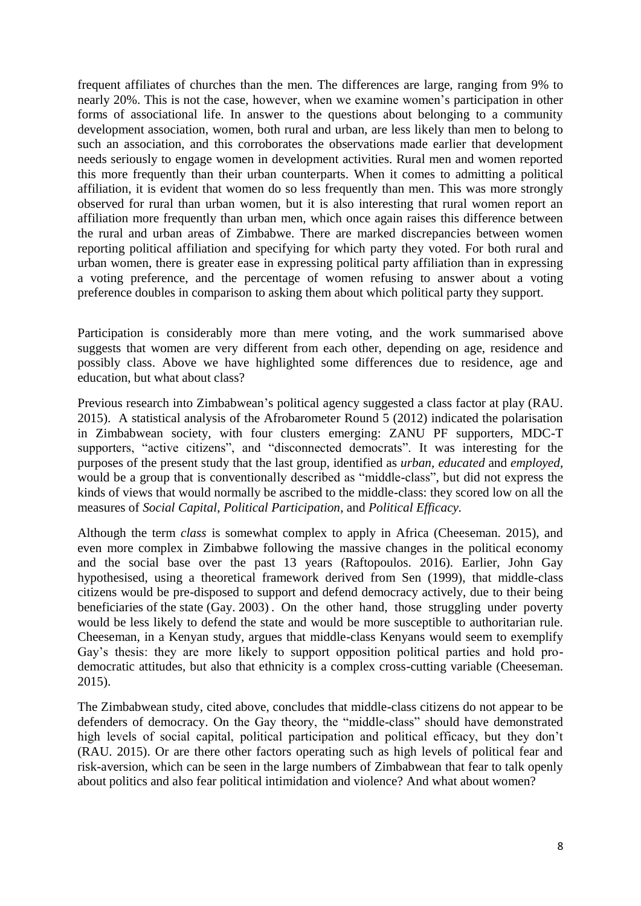frequent affiliates of churches than the men. The differences are large, ranging from 9% to nearly 20%. This is not the case, however, when we examine women's participation in other forms of associational life. In answer to the questions about belonging to a community development association, women, both rural and urban, are less likely than men to belong to such an association, and this corroborates the observations made earlier that development needs seriously to engage women in development activities. Rural men and women reported this more frequently than their urban counterparts. When it comes to admitting a political affiliation, it is evident that women do so less frequently than men. This was more strongly observed for rural than urban women, but it is also interesting that rural women report an affiliation more frequently than urban men, which once again raises this difference between the rural and urban areas of Zimbabwe. There are marked discrepancies between women reporting political affiliation and specifying for which party they voted. For both rural and urban women, there is greater ease in expressing political party affiliation than in expressing a voting preference, and the percentage of women refusing to answer about a voting preference doubles in comparison to asking them about which political party they support.

Participation is considerably more than mere voting, and the work summarised above suggests that women are very different from each other, depending on age, residence and possibly class. Above we have highlighted some differences due to residence, age and education, but what about class?

Previous research into Zimbabwean's political agency suggested a class factor at play (RAU. 2015). A statistical analysis of the Afrobarometer Round 5 (2012) indicated the polarisation in Zimbabwean society, with four clusters emerging: ZANU PF supporters, MDC-T supporters, "active citizens", and "disconnected democrats". It was interesting for the purposes of the present study that the last group, identified as *urban*, *educated* and *employed*, would be a group that is conventionally described as "middle-class", but did not express the kinds of views that would normally be ascribed to the middle-class: they scored low on all the measures of *Social Capital*, *Political Participation*, and *Political Efficacy.*

Although the term *class* is somewhat complex to apply in Africa (Cheeseman. 2015), and even more complex in Zimbabwe following the massive changes in the political economy and the social base over the past 13 years (Raftopoulos. 2016). Earlier, John Gay hypothesised, using a theoretical framework derived from Sen (1999), that middle-class citizens would be pre-disposed to support and defend democracy actively, due to their being beneficiaries of the state (Gay. 2003). On the other hand, those struggling under poverty would be less likely to defend the state and would be more susceptible to authoritarian rule. Cheeseman, in a Kenyan study, argues that middle-class Kenyans would seem to exemplify Gay's thesis: they are more likely to support opposition political parties and hold pro-democratic attitudes, but also that ethnicity is a complex cross-cutting variable (Cheeseman. 2015).

The Zimbabwean study, cited above, concludes that middle-class citizens do not appear to be defenders of democracy. On the Gay theory, the "middle-class" should have demonstrated high levels of social capital, political participation and political efficacy, but they don't (RAU. 2015). Or are there other factors operating such as high levels of political fear and risk-aversion, which can be seen in the large numbers of Zimbabwean that fear to talk openly about politics and also fear political intimidation and violence? And what about women?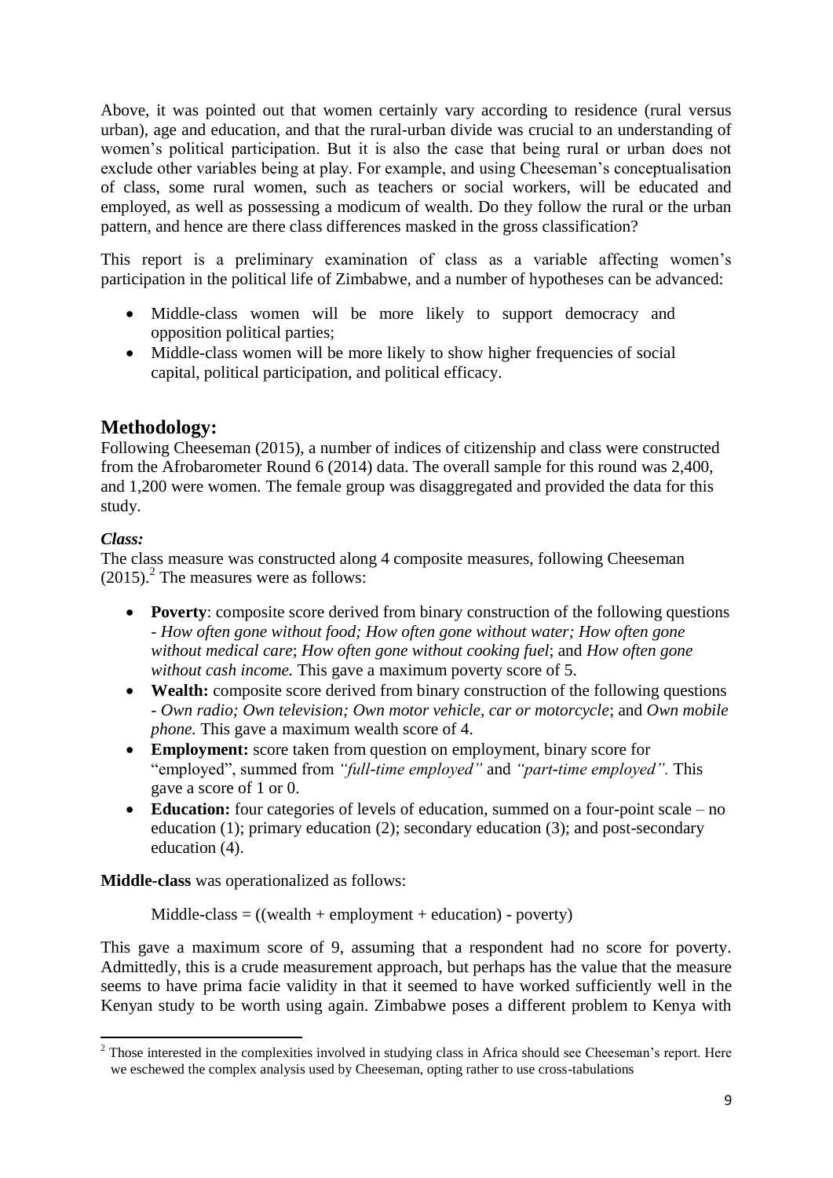Above, it was pointed out that women certainly vary according to residence (rural versus urban), age and education, and that the rural-urban divide was crucial to an understanding of women's political participation. But it is also the case that being rural or urban does not exclude other variables being at play. For example, and using Cheeseman's conceptualisation of class, some rural women, such as teachers or social workers, will be educated and employed, as well as possessing a modicum of wealth. Do they follow the rural or the urban pattern, and hence are there class differences masked in the gross classification?

This report is a preliminary examination of class as a variable affecting women's participation in the political life of Zimbabwe, and a number of hypotheses can be advanced:

- Middle-class women will be more likely to support democracy and opposition political parties;
- Middle-class women will be more likely to show higher frequencies of social capital, political participation, and political efficacy.

## Methodology:

Following Cheeseman (2015), a number of indices of citizenship and class were constructed from the Afrobarometer Round 6 (2014) data. The overall sample for this round was 2,400, and 1,200 were women. The female group was disaggregated and provided the data for this study.

### *Class:*

The class measure was constructed along 4 composite measures, following Cheeseman (2015).[2] The measures were as follows:

- **Poverty**: composite score derived from binary construction of the following questions - *How often gone without food; How often gone without water; How often gone without medical care*; *How often gone without cooking fuel*; and *How often gone without cash income.* This gave a maximum poverty score of 5.
- **Wealth:** composite score derived from binary construction of the following questions - *Own radio; Own television; Own motor vehicle, car or motorcycle*; and *Own mobile phone.* This gave a maximum wealth score of 4.
- **Employment:** score taken from question on employment, binary score for "employed", summed from *"full-time employed"* and *"part-time employed".* This gave a score of 1 or 0.
- **Education:** four categories of levels of education, summed on a four-point scale – no education (1); primary education (2); secondary education (3); and post-secondary education (4).

**Middle-class** was operationalized as follows:

Middle-class = ((wealth + employment + education) - poverty)

This gave a maximum score of 9, assuming that a respondent had no score for poverty. Admittedly, this is a crude measurement approach, but perhaps has the value that the measure seems to have prima facie validity in that it seemed to have worked sufficiently well in the Kenyan study to be worth using again. Zimbabwe poses a different problem to Kenya with

---

[2] Those interested in the complexities involved in studying class in Africa should see Cheeseman's report. Here we eschewed the complex analysis used by Cheeseman, opting rather to use cross-tabulations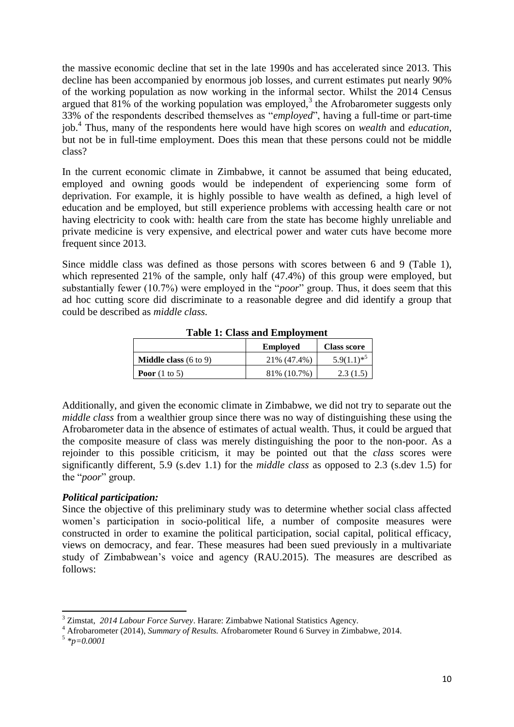the massive economic decline that set in the late 1990s and has accelerated since 2013. This decline has been accompanied by enormous job losses, and current estimates put nearly 90% of the working population as now working in the informal sector. Whilst the 2014 Census argued that 81% of the working population was employed,[3] the Afrobarometer suggests only 33% of the respondents described themselves as "*employed*", having a full-time or part-time job.[4] Thus, many of the respondents here would have high scores on *wealth* and *education*, but not be in full-time employment. Does this mean that these persons could not be middle class?

In the current economic climate in Zimbabwe, it cannot be assumed that being educated, employed and owning goods would be independent of experiencing some form of deprivation. For example, it is highly possible to have wealth as defined, a high level of education and be employed, but still experience problems with accessing health care or not having electricity to cook with: health care from the state has become highly unreliable and private medicine is very expensive, and electrical power and water cuts have become more frequent since 2013.

Since middle class was defined as those persons with scores between 6 and 9 (Table 1), which represented 21% of the sample, only half (47.4%) of this group were employed, but substantially fewer (10.7%) were employed in the "*poor*" group. Thus, it does seem that this ad hoc cutting score did discriminate to a reasonable degree and did identify a group that could be described as *middle class.*

**Table 1: Class and Employment**

| | Employed | Class score |
|---|---|---|
| **Middle class** (6 to 9) | 21% (47.4%) | 5.9(1.1)*[5] |
| **Poor** (1 to 5) | 81% (10.7%) | 2.3 (1.5) |

Additionally, and given the economic climate in Zimbabwe, we did not try to separate out the *middle class* from a wealthier group since there was no way of distinguishing these using the Afrobarometer data in the absence of estimates of actual wealth. Thus, it could be argued that the composite measure of class was merely distinguishing the poor to the non-poor. As a rejoinder to this possible criticism, it may be pointed out that the *class* scores were significantly different, 5.9 (s.dev 1.1) for the *middle class* as opposed to 2.3 (s.dev 1.5) for the "*poor*" group.

### *Political participation:*

Since the objective of this preliminary study was to determine whether social class affected women's participation in socio-political life, a number of composite measures were constructed in order to examine the political participation, social capital, political efficacy, views on democracy, and fear. These measures had been sued previously in a multivariate study of Zimbabwean's voice and agency (RAU.2015). The measures are described as follows:

---

[3] Zimstat, *2014 Labour Force Survey*. Harare: Zimbabwe National Statistics Agency.

[4] Afrobarometer (2014), *Summary of Results.* Afrobarometer Round 6 Survey in Zimbabwe, 2014.

[5] *$*p=0.0001$*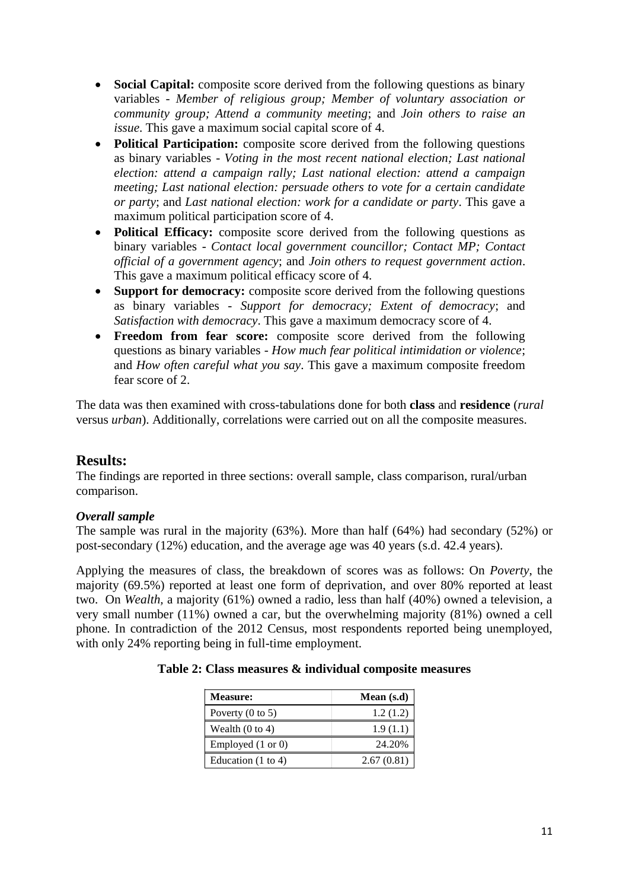- **Social Capital:** composite score derived from the following questions as binary variables - *Member of religious group; Member of voluntary association or community group; Attend a community meeting*; and *Join others to raise an issue*. This gave a maximum social capital score of 4.
- **Political Participation:** composite score derived from the following questions as binary variables - *Voting in the most recent national election; Last national election: attend a campaign rally; Last national election: attend a campaign meeting; Last national election: persuade others to vote for a certain candidate or party*; and *Last national election: work for a candidate or party*. This gave a maximum political participation score of 4.
- **Political Efficacy:** composite score derived from the following questions as binary variables - *Contact local government councillor; Contact MP; Contact official of a government agency*; and *Join others to request government action*. This gave a maximum political efficacy score of 4.
- **Support for democracy:** composite score derived from the following questions as binary variables - *Support for democracy; Extent of democracy*; and *Satisfaction with democracy*. This gave a maximum democracy score of 4.
- **Freedom from fear score:** composite score derived from the following questions as binary variables - *How much fear political intimidation or violence*; and *How often careful what you say*. This gave a maximum composite freedom fear score of 2.

The data was then examined with cross-tabulations done for both **class** and **residence** (*rural* versus *urban*). Additionally, correlations were carried out on all the composite measures.

## Results:

The findings are reported in three sections: overall sample, class comparison, rural/urban comparison.

### *Overall sample*

The sample was rural in the majority (63%). More than half (64%) had secondary (52%) or post-secondary (12%) education, and the average age was 40 years (s.d. 42.4 years).

Applying the measures of class, the breakdown of scores was as follows: On *Poverty*, the majority (69.5%) reported at least one form of deprivation, and over 80% reported at least two. On *Wealth,* a majority (61%) owned a radio, less than half (40%) owned a television, a very small number (11%) owned a car, but the overwhelming majority (81%) owned a cell phone. In contradiction of the 2012 Census, most respondents reported being unemployed, with only 24% reporting being in full-time employment.

**Table 2: Class measures & individual composite measures**

| Measure: | Mean (s.d) |
|---|---|
| Poverty (0 to 5) | 1.2 (1.2) |
| Wealth (0 to 4) | 1.9 (1.1) |
| Employed (1 or 0) | 24.20% |
| Education (1 to 4) | 2.67 (0.81) |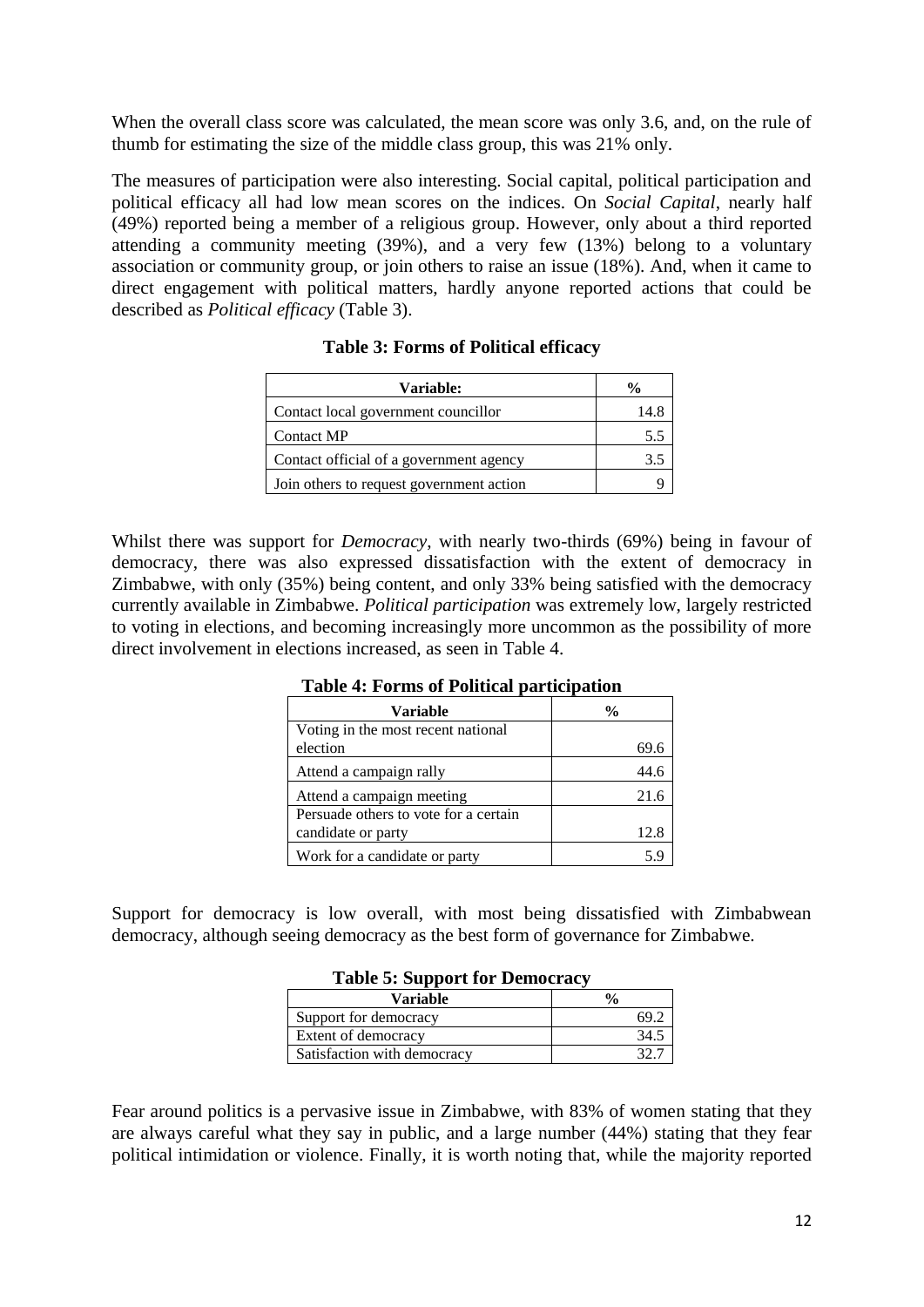When the overall class score was calculated, the mean score was only 3.6, and, on the rule of thumb for estimating the size of the middle class group, this was 21% only.

The measures of participation were also interesting. Social capital, political participation and political efficacy all had low mean scores on the indices. On *Social Capital*, nearly half (49%) reported being a member of a religious group. However, only about a third reported attending a community meeting (39%), and a very few (13%) belong to a voluntary association or community group, or join others to raise an issue (18%). And, when it came to direct engagement with political matters, hardly anyone reported actions that could be described as *Political efficacy* (Table 3).

**Table 3: Forms of Political efficacy**

| Variable: | % |
|---|---|
| Contact local government councillor | 14.8 |
| Contact MP | 5.5 |
| Contact official of a government agency | 3.5 |
| Join others to request government action | 9 |

Whilst there was support for *Democracy*, with nearly two-thirds (69%) being in favour of democracy, there was also expressed dissatisfaction with the extent of democracy in Zimbabwe, with only (35%) being content, and only 33% being satisfied with the democracy currently available in Zimbabwe. *Political participation* was extremely low, largely restricted to voting in elections, and becoming increasingly more uncommon as the possibility of more direct involvement in elections increased, as seen in Table 4.

**Table 4: Forms of Political participation**

| Variable | % |
|---|---|
| Voting in the most recent national election | 69.6 |
| Attend a campaign rally | 44.6 |
| Attend a campaign meeting | 21.6 |
| Persuade others to vote for a certain candidate or party | 12.8 |
| Work for a candidate or party | 5.9 |

Support for democracy is low overall, with most being dissatisfied with Zimbabwean democracy, although seeing democracy as the best form of governance for Zimbabwe.

**Table 5: Support for Democracy**

| Variable | % |
|---|---|
| Support for democracy | 69.2 |
| Extent of democracy | 34.5 |
| Satisfaction with democracy | 32.7 |

Fear around politics is a pervasive issue in Zimbabwe, with 83% of women stating that they are always careful what they say in public, and a large number (44%) stating that they fear political intimidation or violence. Finally, it is worth noting that, while the majority reported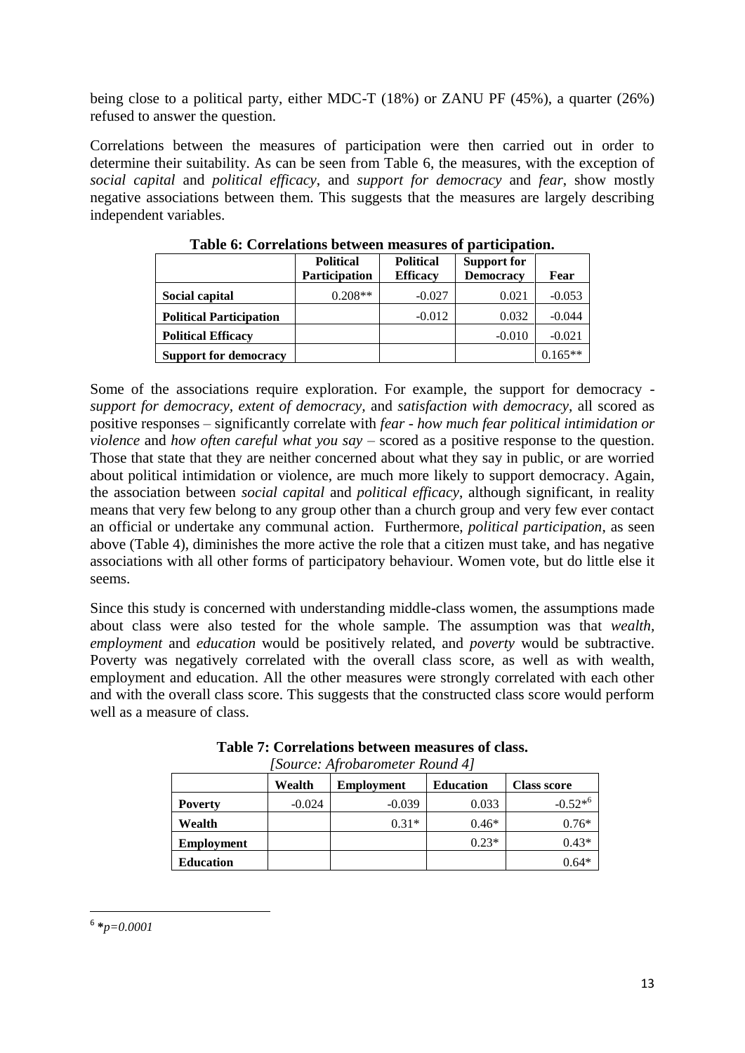being close to a political party, either MDC-T (18%) or ZANU PF (45%), a quarter (26%) refused to answer the question.

Correlations between the measures of participation were then carried out in order to determine their suitability. As can be seen from Table 6, the measures, with the exception of *social capital* and *political efficacy*, and *support for democracy* and *fear*, show mostly negative associations between them. This suggests that the measures are largely describing independent variables.

**Table 6: Correlations between measures of participation.**

| | Political Participation | Political Efficacy | Support for Democracy | Fear |
|---|---|---|---|---|
| **Social capital** | 0.208** | -0.027 | 0.021 | -0.053 |
| **Political Participation** | | -0.012 | 0.032 | -0.044 |
| **Political Efficacy** | | | -0.010 | -0.021 |
| **Support for democracy** | | | | 0.165** |

Some of the associations require exploration. For example, the support for democracy - *support for democracy, extent of democracy,* and *satisfaction with democracy,* all scored as positive responses – significantly correlate with *fear - how much fear political intimidation or violence* and *how often careful what you say* – scored as a positive response to the question. Those that state that they are neither concerned about what they say in public, or are worried about political intimidation or violence, are much more likely to support democracy. Again, the association between *social capital* and *political efficacy*, although significant, in reality means that very few belong to any group other than a church group and very few ever contact an official or undertake any communal action. Furthermore, *political participation*, as seen above (Table 4), diminishes the more active the role that a citizen must take, and has negative associations with all other forms of participatory behaviour. Women vote, but do little else it seems.

Since this study is concerned with understanding middle-class women, the assumptions made about class were also tested for the whole sample. The assumption was that *wealth*, *employment* and *education* would be positively related, and *poverty* would be subtractive. Poverty was negatively correlated with the overall class score, as well as with wealth, employment and education. All the other measures were strongly correlated with each other and with the overall class score. This suggests that the constructed class score would perform well as a measure of class.

**Table 7: Correlations between measures of class.**

*[Source: Afrobarometer Round 4]*

| | Wealth | Employment | Education | Class score |
|---|---|---|---|---|
| **Poverty** | -0.024 | -0.039 | 0.033 | -0.52*[6] |
| **Wealth** | | 0.31* | 0.46* | 0.76* |
| **Employment** | | | 0.23* | 0.43* |
| **Education** | | | | 0.64* |

[6] **p=0.0001*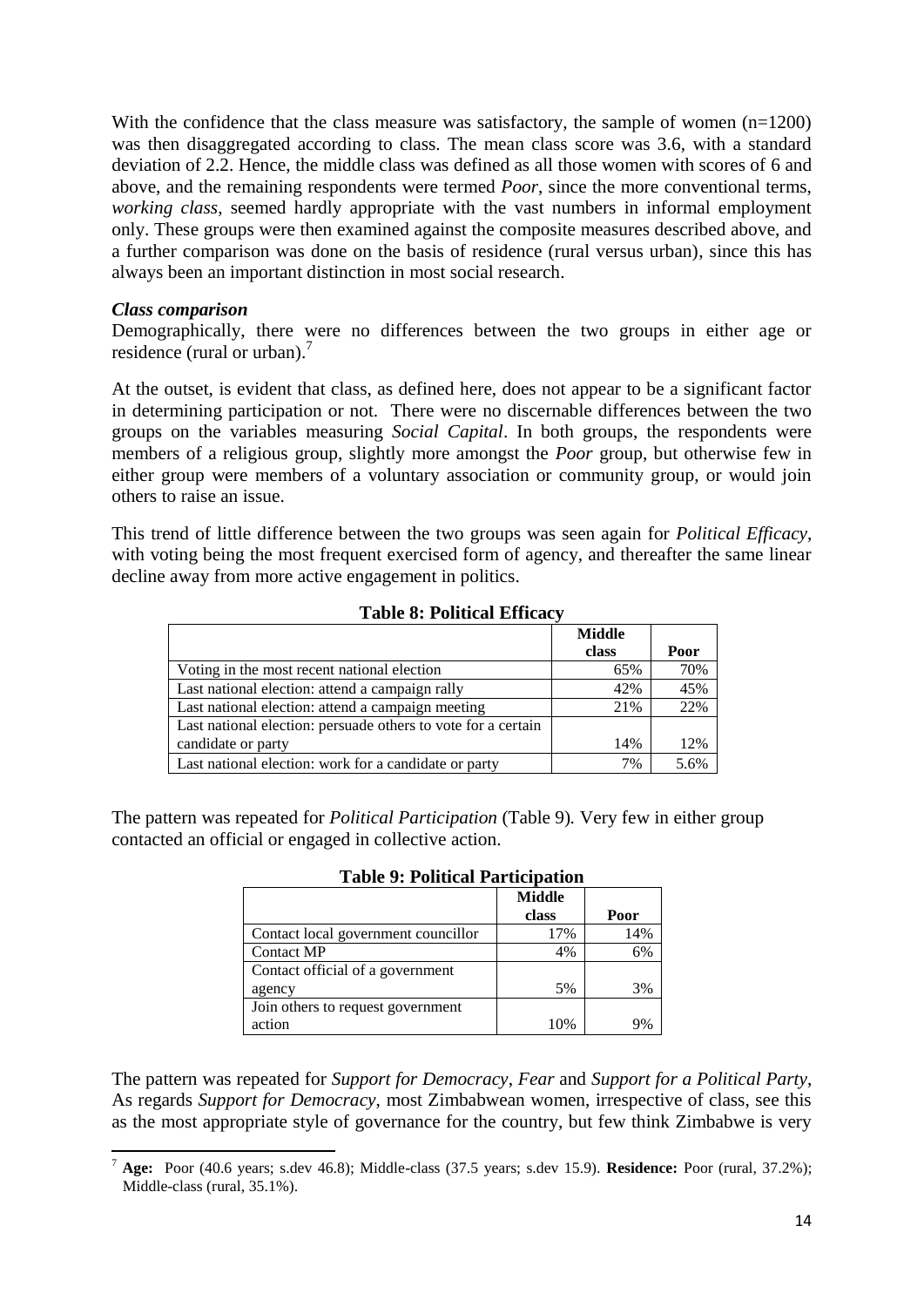With the confidence that the class measure was satisfactory, the sample of women (n=1200) was then disaggregated according to class. The mean class score was 3.6, with a standard deviation of 2.2. Hence, the middle class was defined as all those women with scores of 6 and above, and the remaining respondents were termed *Poor*, since the more conventional terms, *working class*, seemed hardly appropriate with the vast numbers in informal employment only. These groups were then examined against the composite measures described above, and a further comparison was done on the basis of residence (rural versus urban), since this has always been an important distinction in most social research.

***Class comparison***

Demographically, there were no differences between the two groups in either age or residence (rural or urban).[7]

At the outset, is evident that class, as defined here, does not appear to be a significant factor in determining participation or not. There were no discernable differences between the two groups on the variables measuring *Social Capital*. In both groups, the respondents were members of a religious group, slightly more amongst the *Poor* group, but otherwise few in either group were members of a voluntary association or community group, or would join others to raise an issue.

This trend of little difference between the two groups was seen again for *Political Efficacy*, with voting being the most frequent exercised form of agency, and thereafter the same linear decline away from more active engagement in politics.

**Table 8: Political Efficacy**

| | Middle class | Poor |
|---|---|---|
| Voting in the most recent national election | 65% | 70% |
| Last national election: attend a campaign rally | 42% | 45% |
| Last national election: attend a campaign meeting | 21% | 22% |
| Last national election: persuade others to vote for a certain candidate or party | 14% | 12% |
| Last national election: work for a candidate or party | 7% | 5.6% |

The pattern was repeated for *Political Participation* (Table 9). Very few in either group contacted an official or engaged in collective action.

**Table 9: Political Participation**

| | Middle class | Poor |
|---|---|---|
| Contact local government councillor | 17% | 14% |
| Contact MP | 4% | 6% |
| Contact official of a government agency | 5% | 3% |
| Join others to request government action | 10% | 9% |

The pattern was repeated for *Support for Democracy*, *Fear* and *Support for a Political Party*, As regards *Support for Democracy*, most Zimbabwean women, irrespective of class, see this as the most appropriate style of governance for the country, but few think Zimbabwe is very

[7] **Age:** Poor (40.6 years; s.dev 46.8); Middle-class (37.5 years; s.dev 15.9). **Residence:** Poor (rural, 37.2%); Middle-class (rural, 35.1%).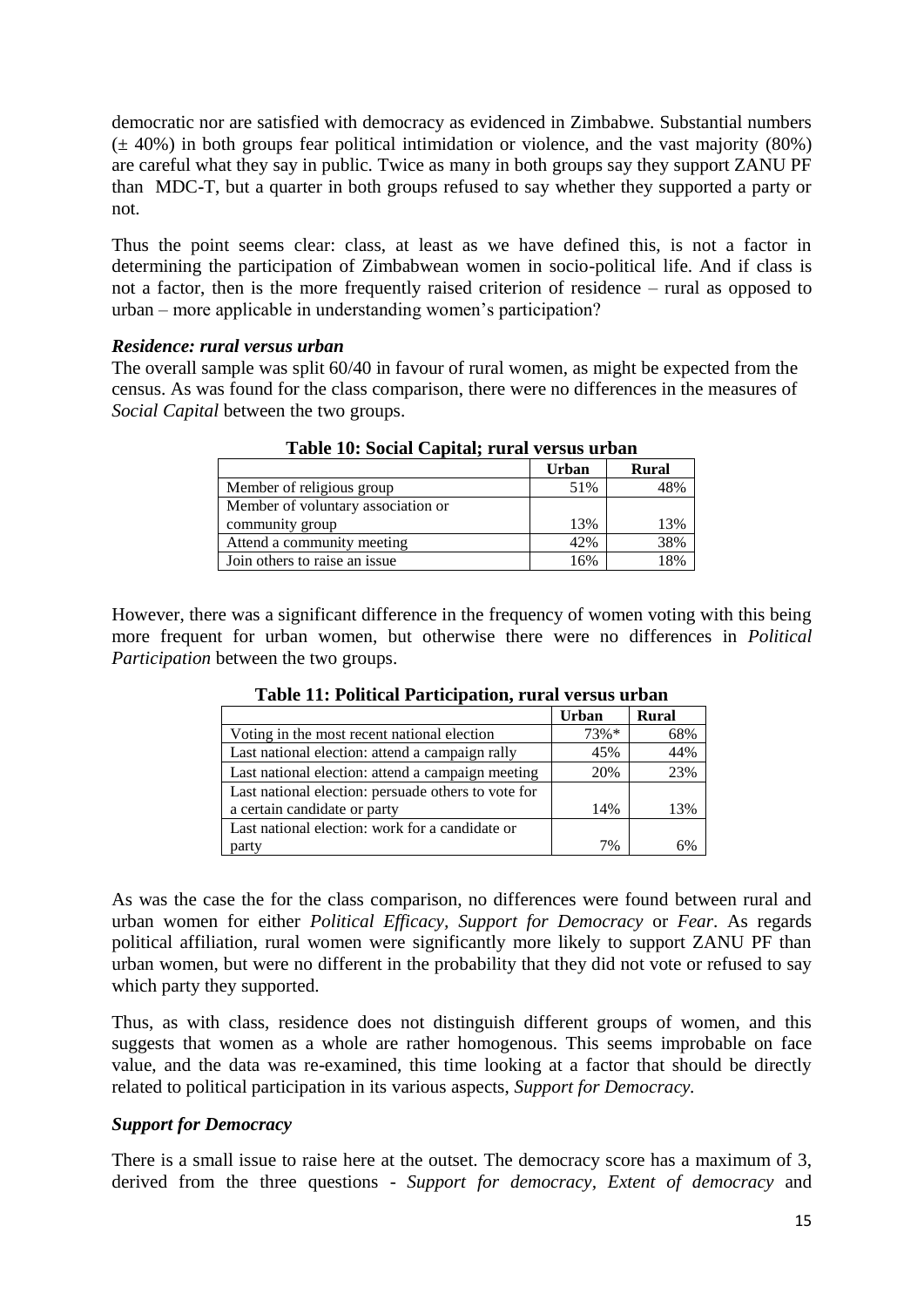democratic nor are satisfied with democracy as evidenced in Zimbabwe. Substantial numbers (± 40%) in both groups fear political intimidation or violence, and the vast majority (80%) are careful what they say in public. Twice as many in both groups say they support ZANU PF than MDC-T, but a quarter in both groups refused to say whether they supported a party or not.

Thus the point seems clear: class, at least as we have defined this, is not a factor in determining the participation of Zimbabwean women in socio-political life. And if class is not a factor, then is the more frequently raised criterion of residence – rural as opposed to urban – more applicable in understanding women's participation?

***Residence: rural versus urban***

The overall sample was split 60/40 in favour of rural women, as might be expected from the census. As was found for the class comparison, there were no differences in the measures of *Social Capital* between the two groups.

**Table 10: Social Capital; rural versus urban**

| | Urban | Rural |
|---|---|---|
| Member of religious group | 51% | 48% |
| Member of voluntary association or community group | 13% | 13% |
| Attend a community meeting | 42% | 38% |
| Join others to raise an issue | 16% | 18% |

However, there was a significant difference in the frequency of women voting with this being more frequent for urban women, but otherwise there were no differences in *Political Participation* between the two groups.

**Table 11: Political Participation, rural versus urban**

| | Urban | Rural |
|---|---|---|
| Voting in the most recent national election | 73%* | 68% |
| Last national election: attend a campaign rally | 45% | 44% |
| Last national election: attend a campaign meeting | 20% | 23% |
| Last national election: persuade others to vote for a certain candidate or party | 14% | 13% |
| Last national election: work for a candidate or party | 7% | 6% |

As was the case the for the class comparison, no differences were found between rural and urban women for either *Political Efficacy, Support for Democracy* or *Fear*. As regards political affiliation, rural women were significantly more likely to support ZANU PF than urban women, but were no different in the probability that they did not vote or refused to say which party they supported.

Thus, as with class, residence does not distinguish different groups of women, and this suggests that women as a whole are rather homogenous. This seems improbable on face value, and the data was re-examined, this time looking at a factor that should be directly related to political participation in its various aspects, *Support for Democracy.*

***Support for Democracy***

There is a small issue to raise here at the outset. The democracy score has a maximum of 3, derived from the three questions - *Support for democracy, Extent of democracy* and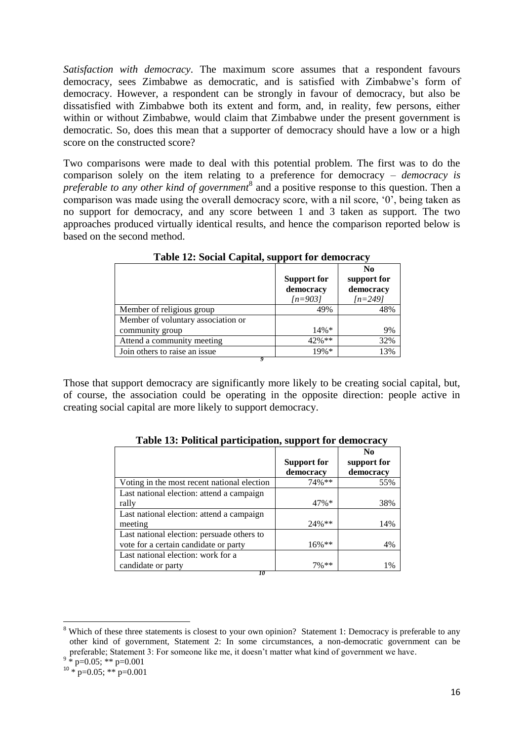*Satisfaction with democracy*. The maximum score assumes that a respondent favours democracy, sees Zimbabwe as democratic, and is satisfied with Zimbabwe's form of democracy. However, a respondent can be strongly in favour of democracy, but also be dissatisfied with Zimbabwe both its extent and form, and, in reality, few persons, either within or without Zimbabwe, would claim that Zimbabwe under the present government is democratic. So, does this mean that a supporter of democracy should have a low or a high score on the constructed score?

Two comparisons were made to deal with this potential problem. The first was to do the comparison solely on the item relating to a preference for democracy – *democracy is preferable to any other kind of government*[8] and a positive response to this question. Then a comparison was made using the overall democracy score, with a nil score, '0', being taken as no support for democracy, and any score between 1 and 3 taken as support. The two approaches produced virtually identical results, and hence the comparison reported below is based on the second method.

**Table 12: Social Capital, support for democracy**

| | Support for democracy *[n=903]* | No support for democracy *[n=249]* |
|---|---|---|
| Member of religious group | 49% | 48% |
| Member of voluntary association or community group | 14%* | 9% |
| Attend a community meeting | 42%** | 32% |
| Join others to raise an issue | 19%* | 13% |

[9]

Those that support democracy are significantly more likely to be creating social capital, but, of course, the association could be operating in the opposite direction: people active in creating social capital are more likely to support democracy.

**Table 13: Political participation, support for democracy**

| | Support for democracy | No support for democracy |
|---|---|---|
| Voting in the most recent national election | 74%** | 55% |
| Last national election: attend a campaign rally | 47%* | 38% |
| Last national election: attend a campaign meeting | 24%** | 14% |
| Last national election: persuade others to vote for a certain candidate or party | 16%** | 4% |
| Last national election: work for a candidate or party | 7%** | 1% |

[10]

---

[8] Which of these three statements is closest to your own opinion? Statement 1: Democracy is preferable to any other kind of government, Statement 2: In some circumstances, a non-democratic government can be preferable; Statement 3: For someone like me, it doesn't matter what kind of government we have.

[9] * $p=0.05$; ** $p=0.001$

[10] * $p=0.05$; ** $p=0.001$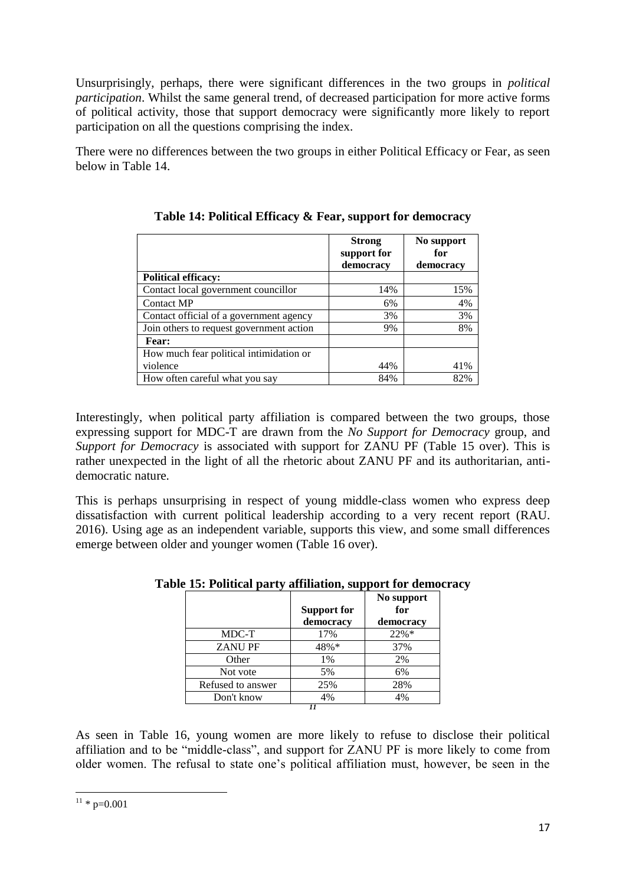Unsurprisingly, perhaps, there were significant differences in the two groups in *political participation*. Whilst the same general trend, of decreased participation for more active forms of political activity, those that support democracy were significantly more likely to report participation on all the questions comprising the index.

There were no differences between the two groups in either Political Efficacy or Fear, as seen below in Table 14.

**Table 14: Political Efficacy & Fear, support for democracy**

| | Strong support for democracy | No support for democracy |
|---|---|---|
| **Political efficacy:** | | |
| Contact local government councillor | 14% | 15% |
| Contact MP | 6% | 4% |
| Contact official of a government agency | 3% | 3% |
| Join others to request government action | 9% | 8% |
| **Fear:** | | |
| How much fear political intimidation or violence | 44% | 41% |
| How often careful what you say | 84% | 82% |

Interestingly, when political party affiliation is compared between the two groups, those expressing support for MDC-T are drawn from the *No Support for Democracy* group, and *Support for Democracy* is associated with support for ZANU PF (Table 15 over). This is rather unexpected in the light of all the rhetoric about ZANU PF and its authoritarian, anti-democratic nature.

This is perhaps unsurprising in respect of young middle-class women who express deep dissatisfaction with current political leadership according to a very recent report (RAU. 2016). Using age as an independent variable, supports this view, and some small differences emerge between older and younger women (Table 16 over).

**Table 15: Political party affiliation, support for democracy**

| | Support for democracy | No support for democracy |
|---|---|---|
| MDC-T | 17% | 22%* |
| ZANU PF | 48%* | 37% |
| Other | 1% | 2% |
| Not vote | 5% | 6% |
| Refused to answer | 25% | 28% |
| Don't know | 4% | 4% |

[11]

As seen in Table 16, young women are more likely to refuse to disclose their political affiliation and to be "middle-class", and support for ZANU PF is more likely to come from older women. The refusal to state one's political affiliation must, however, be seen in the

[11] * $p=0.001$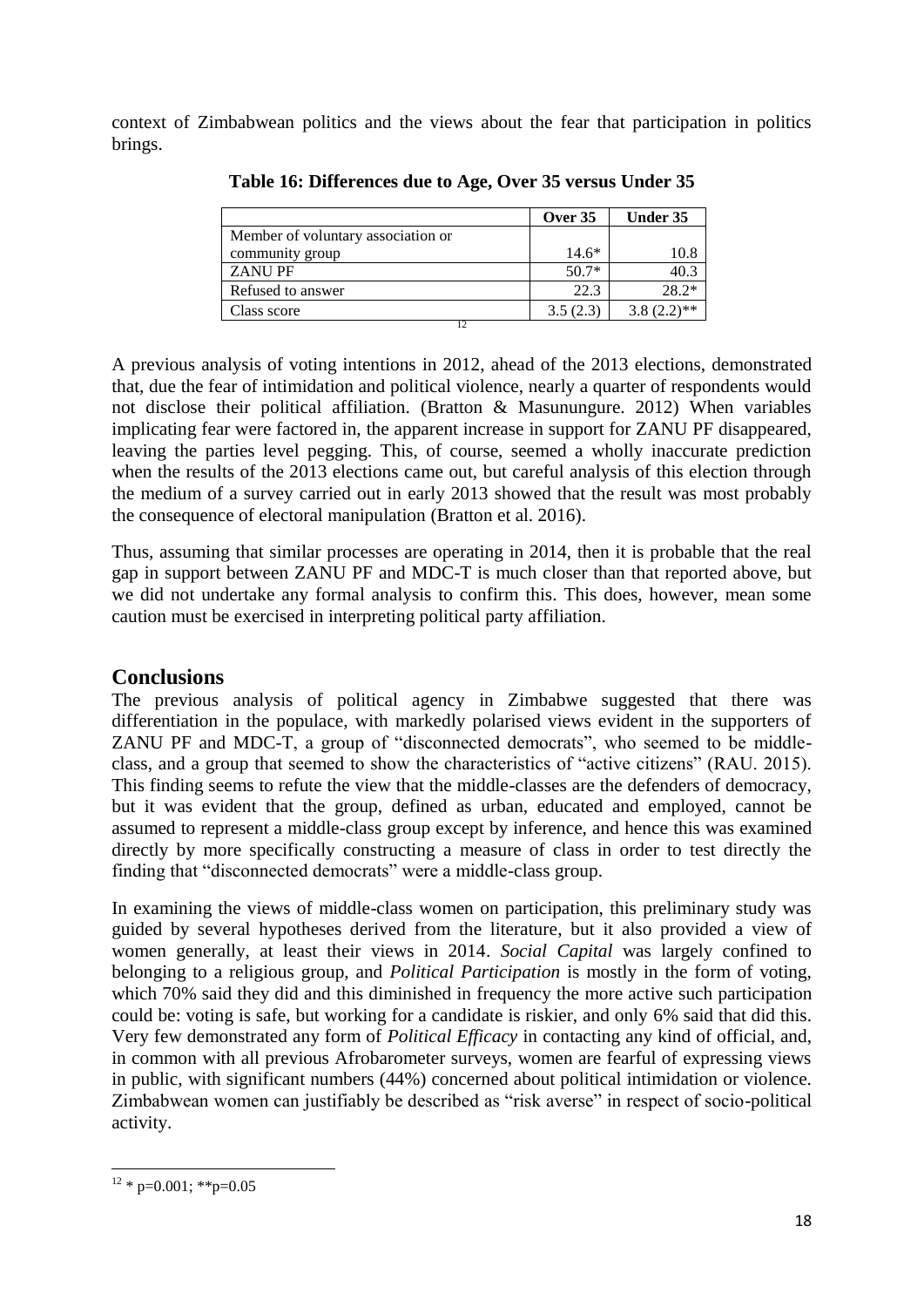context of Zimbabwean politics and the views about the fear that participation in politics brings.

**Table 16: Differences due to Age, Over 35 versus Under 35**

| | Over 35 | Under 35 |
|---|---|---|
| Member of voluntary association or community group | 14.6* | 10.8 |
| ZANU PF | 50.7* | 40.3 |
| Refused to answer | 22.3 | 28.2* |
| Class score | 3.5 (2.3) | 3.8 (2.2)** |

[12]

A previous analysis of voting intentions in 2012, ahead of the 2013 elections, demonstrated that, due the fear of intimidation and political violence, nearly a quarter of respondents would not disclose their political affiliation. (Bratton & Masunungure. 2012) When variables implicating fear were factored in, the apparent increase in support for ZANU PF disappeared, leaving the parties level pegging. This, of course, seemed a wholly inaccurate prediction when the results of the 2013 elections came out, but careful analysis of this election through the medium of a survey carried out in early 2013 showed that the result was most probably the consequence of electoral manipulation (Bratton et al. 2016).

Thus, assuming that similar processes are operating in 2014, then it is probable that the real gap in support between ZANU PF and MDC-T is much closer than that reported above, but we did not undertake any formal analysis to confirm this. This does, however, mean some caution must be exercised in interpreting political party affiliation.

## Conclusions

The previous analysis of political agency in Zimbabwe suggested that there was differentiation in the populace, with markedly polarised views evident in the supporters of ZANU PF and MDC-T, a group of "disconnected democrats", who seemed to be middle-class, and a group that seemed to show the characteristics of "active citizens" (RAU. 2015). This finding seems to refute the view that the middle-classes are the defenders of democracy, but it was evident that the group, defined as urban, educated and employed, cannot be assumed to represent a middle-class group except by inference, and hence this was examined directly by more specifically constructing a measure of class in order to test directly the finding that "disconnected democrats" were a middle-class group.

In examining the views of middle-class women on participation, this preliminary study was guided by several hypotheses derived from the literature, but it also provided a view of women generally, at least their views in 2014. *Social Capital* was largely confined to belonging to a religious group, and *Political Participation* is mostly in the form of voting, which 70% said they did and this diminished in frequency the more active such participation could be: voting is safe, but working for a candidate is riskier, and only 6% said that did this. Very few demonstrated any form of *Political Efficacy* in contacting any kind of official, and, in common with all previous Afrobarometer surveys, women are fearful of expressing views in public, with significant numbers (44%) concerned about political intimidation or violence. Zimbabwean women can justifiably be described as "risk averse" in respect of socio-political activity.

[12] * $p=0.001$; ** $p=0.05$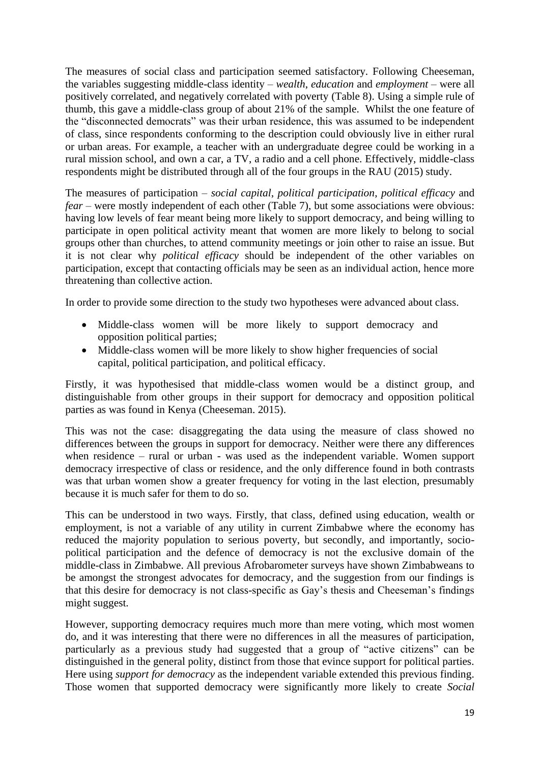The measures of social class and participation seemed satisfactory. Following Cheeseman, the variables suggesting middle-class identity – *wealth*, *education* and *employment* – were all positively correlated, and negatively correlated with poverty (Table 8). Using a simple rule of thumb, this gave a middle-class group of about 21% of the sample. Whilst the one feature of the "disconnected democrats" was their urban residence, this was assumed to be independent of class, since respondents conforming to the description could obviously live in either rural or urban areas. For example, a teacher with an undergraduate degree could be working in a rural mission school, and own a car, a TV, a radio and a cell phone. Effectively, middle-class respondents might be distributed through all of the four groups in the RAU (2015) study.

The measures of participation – *social capital*, *political participation*, *political efficacy* and *fear* – were mostly independent of each other (Table 7), but some associations were obvious: having low levels of fear meant being more likely to support democracy, and being willing to participate in open political activity meant that women are more likely to belong to social groups other than churches, to attend community meetings or join other to raise an issue. But it is not clear why *political efficacy* should be independent of the other variables on participation, except that contacting officials may be seen as an individual action, hence more threatening than collective action.

In order to provide some direction to the study two hypotheses were advanced about class.

- Middle-class women will be more likely to support democracy and opposition political parties;
- Middle-class women will be more likely to show higher frequencies of social capital, political participation, and political efficacy.

Firstly, it was hypothesised that middle-class women would be a distinct group, and distinguishable from other groups in their support for democracy and opposition political parties as was found in Kenya (Cheeseman. 2015).

This was not the case: disaggregating the data using the measure of class showed no differences between the groups in support for democracy. Neither were there any differences when residence – rural or urban - was used as the independent variable. Women support democracy irrespective of class or residence, and the only difference found in both contrasts was that urban women show a greater frequency for voting in the last election, presumably because it is much safer for them to do so.

This can be understood in two ways. Firstly, that class, defined using education, wealth or employment, is not a variable of any utility in current Zimbabwe where the economy has reduced the majority population to serious poverty, but secondly, and importantly, socio-political participation and the defence of democracy is not the exclusive domain of the middle-class in Zimbabwe. All previous Afrobarometer surveys have shown Zimbabweans to be amongst the strongest advocates for democracy, and the suggestion from our findings is that this desire for democracy is not class-specific as Gay's thesis and Cheeseman's findings might suggest.

However, supporting democracy requires much more than mere voting, which most women do, and it was interesting that there were no differences in all the measures of participation, particularly as a previous study had suggested that a group of "active citizens" can be distinguished in the general polity, distinct from those that evince support for political parties. Here using *support for democracy* as the independent variable extended this previous finding. Those women that supported democracy were significantly more likely to create *Social*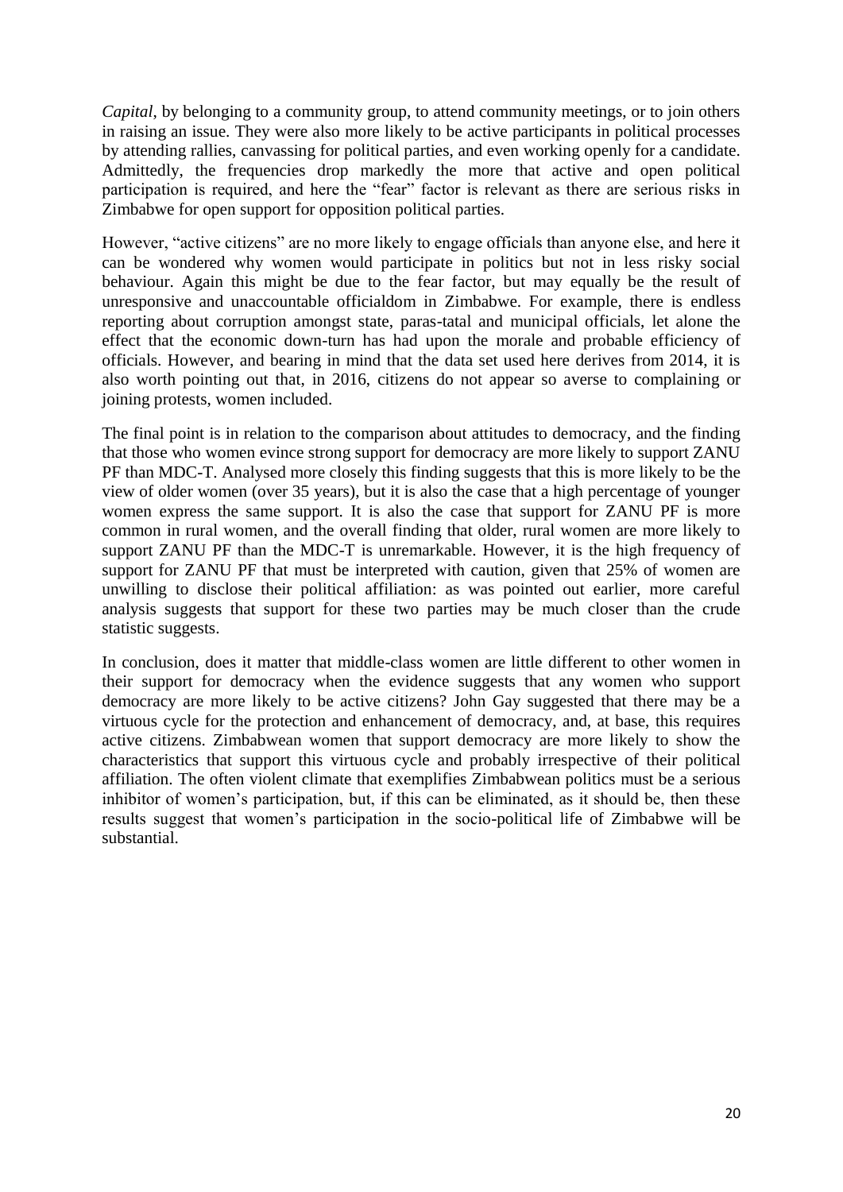*Capital*, by belonging to a community group, to attend community meetings, or to join others in raising an issue. They were also more likely to be active participants in political processes by attending rallies, canvassing for political parties, and even working openly for a candidate. Admittedly, the frequencies drop markedly the more that active and open political participation is required, and here the "fear" factor is relevant as there are serious risks in Zimbabwe for open support for opposition political parties.

However, "active citizens" are no more likely to engage officials than anyone else, and here it can be wondered why women would participate in politics but not in less risky social behaviour. Again this might be due to the fear factor, but may equally be the result of unresponsive and unaccountable officialdom in Zimbabwe. For example, there is endless reporting about corruption amongst state, paras-tatal and municipal officials, let alone the effect that the economic down-turn has had upon the morale and probable efficiency of officials. However, and bearing in mind that the data set used here derives from 2014, it is also worth pointing out that, in 2016, citizens do not appear so averse to complaining or joining protests, women included.

The final point is in relation to the comparison about attitudes to democracy, and the finding that those who women evince strong support for democracy are more likely to support ZANU PF than MDC-T. Analysed more closely this finding suggests that this is more likely to be the view of older women (over 35 years), but it is also the case that a high percentage of younger women express the same support. It is also the case that support for ZANU PF is more common in rural women, and the overall finding that older, rural women are more likely to support ZANU PF than the MDC-T is unremarkable. However, it is the high frequency of support for ZANU PF that must be interpreted with caution, given that 25% of women are unwilling to disclose their political affiliation: as was pointed out earlier, more careful analysis suggests that support for these two parties may be much closer than the crude statistic suggests.

In conclusion, does it matter that middle-class women are little different to other women in their support for democracy when the evidence suggests that any women who support democracy are more likely to be active citizens? John Gay suggested that there may be a virtuous cycle for the protection and enhancement of democracy, and, at base, this requires active citizens. Zimbabwean women that support democracy are more likely to show the characteristics that support this virtuous cycle and probably irrespective of their political affiliation. The often violent climate that exemplifies Zimbabwean politics must be a serious inhibitor of women's participation, but, if this can be eliminated, as it should be, then these results suggest that women's participation in the socio-political life of Zimbabwe will be substantial.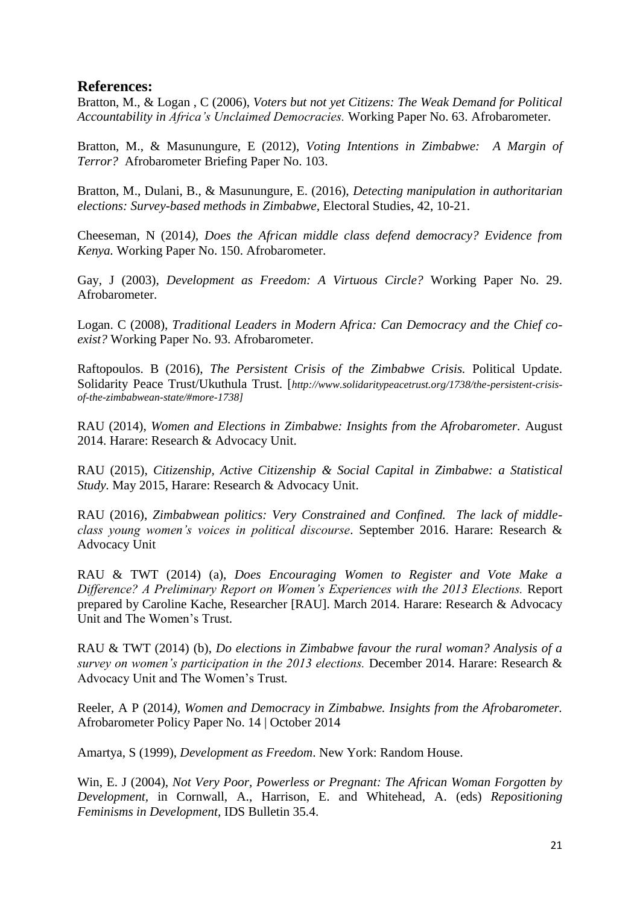## References:

Bratton, M., & Logan , C (2006), *Voters but not yet Citizens: The Weak Demand for Political Accountability in Africa's Unclaimed Democracies.* Working Paper No. 63. Afrobarometer.

Bratton, M., & Masunungure, E (2012), *Voting Intentions in Zimbabwe: A Margin of Terror?* Afrobarometer Briefing Paper No. 103.

Bratton, M., Dulani, B., & Masunungure, E. (2016), *Detecting manipulation in authoritarian elections: Survey-based methods in Zimbabwe*, Electoral Studies, 42, 10-21.

Cheeseman, N (2014), *Does the African middle class defend democracy? Evidence from Kenya.* Working Paper No. 150. Afrobarometer.

Gay, J (2003), *Development as Freedom: A Virtuous Circle?* Working Paper No. 29. Afrobarometer.

Logan. C (2008), *Traditional Leaders in Modern Africa: Can Democracy and the Chief co-exist?* Working Paper No. 93. Afrobarometer.

Raftopoulos. B (2016), *The Persistent Crisis of the Zimbabwe Crisis.* Political Update. Solidarity Peace Trust/Ukuthula Trust. [*http://www.solidaritypeacetrust.org/1738/the-persistent-crisis-of-the-zimbabwean-state/#more-1738]*

RAU (2014), *Women and Elections in Zimbabwe: Insights from the Afrobarometer.* August 2014. Harare: Research & Advocacy Unit.

RAU (2015), *Citizenship, Active Citizenship & Social Capital in Zimbabwe: a Statistical Study.* May 2015, Harare: Research & Advocacy Unit.

RAU (2016), *Zimbabwean politics: Very Constrained and Confined. The lack of middle-class young women's voices in political discourse*. September 2016. Harare: Research & Advocacy Unit

RAU & TWT (2014) (a), *Does Encouraging Women to Register and Vote Make a Difference? A Preliminary Report on Women's Experiences with the 2013 Elections.* Report prepared by Caroline Kache, Researcher [RAU]. March 2014. Harare: Research & Advocacy Unit and The Women's Trust.

RAU & TWT (2014) (b), *Do elections in Zimbabwe favour the rural woman? Analysis of a survey on women's participation in the 2013 elections.* December 2014. Harare: Research & Advocacy Unit and The Women's Trust.

Reeler, A P (2014), *Women and Democracy in Zimbabwe. Insights from the Afrobarometer.* Afrobarometer Policy Paper No. 14 | October 2014

Amartya, S (1999), *Development as Freedom*. New York: Random House.

Win, E. J (2004), *Not Very Poor, Powerless or Pregnant: The African Woman Forgotten by Development*, in Cornwall, A., Harrison, E. and Whitehead, A. (eds) *Repositioning Feminisms in Development*, IDS Bulletin 35.4.